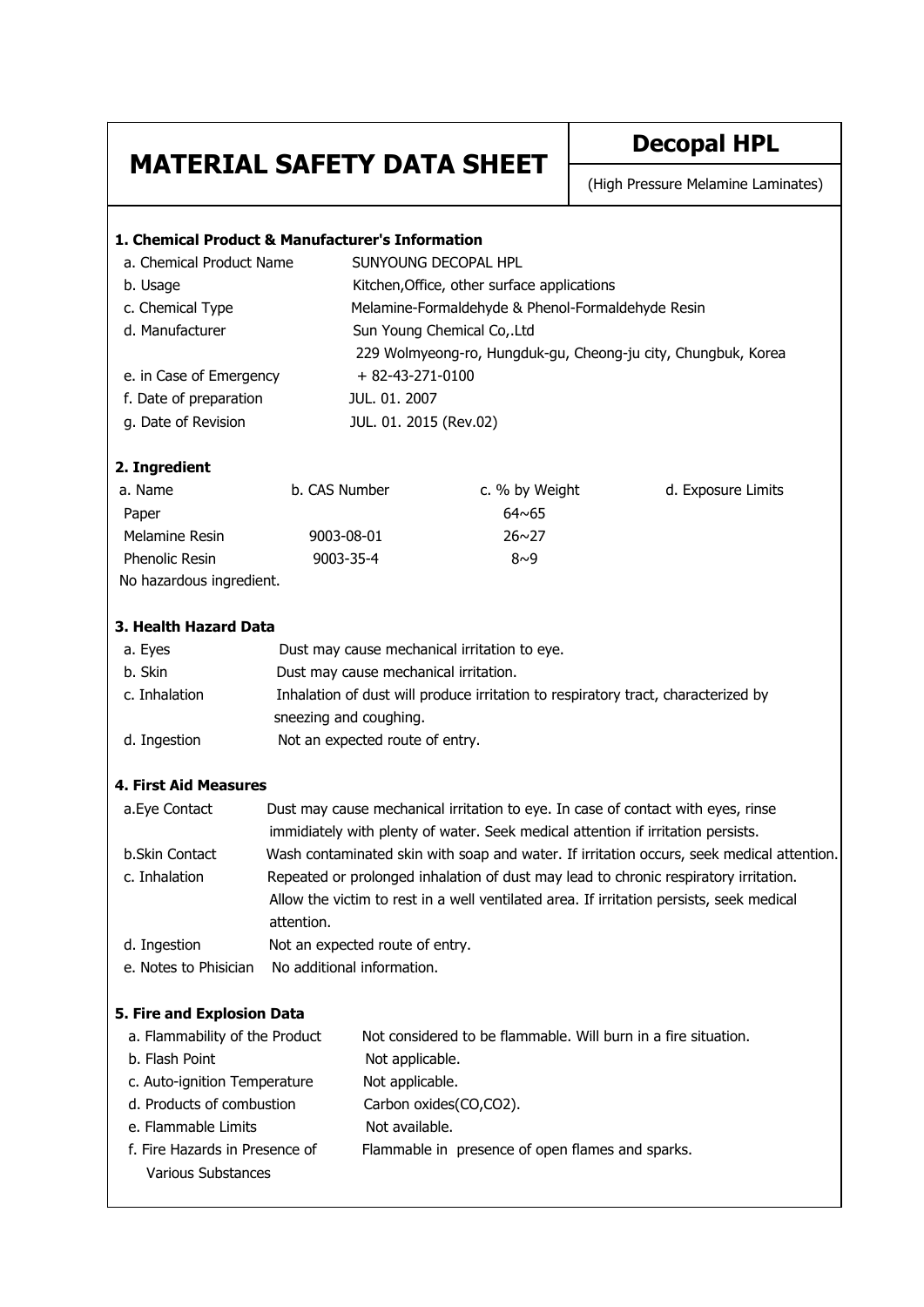# MATERIAL SAFETY DATA SHEET

**Decopal HPL**

(High Pressure Melamine Laminates)

## 1. Chemical Product & Manufacturer's Information

| | |
|---|---|
| a. Chemical Product Name | SUNYOUNG DECOPAL HPL |
| b. Usage | Kitchen,Office, other surface applications |
| c. Chemical Type | Melamine-Formaldehyde & Phenol-Formaldehyde Resin |
| d. Manufacturer | Sun Young Chemical Co,.Ltd<br>229 Wolmyeong-ro, Hungduk-gu, Cheong-ju city, Chungbuk, Korea |
| e. in Case of Emergency | + 82-43-271-0100 |
| f. Date of preparation | JUL. 01. 2007 |
| g. Date of Revision | JUL. 01. 2015 (Rev.02) |

## 2. Ingredient

| a. Name | b. CAS Number | c. % by Weight | d. Exposure Limits |
|---|---|---|---|
| Paper | | 64~65 | |
| Melamine Resin | 9003-08-01 | 26~27 | |
| Phenolic Resin | 9003-35-4 | 8~9 | |

No hazardous ingredient.

## 3. Health Hazard Data

| | |
|---|---|
| a. Eyes | Dust may cause mechanical irritation to eye. |
| b. Skin | Dust may cause mechanical irritation. |
| c. Inhalation | Inhalation of dust will produce irritation to respiratory tract, characterized by sneezing and coughing. |
| d. Ingestion | Not an expected route of entry. |

## 4. First Aid Measures

| | |
|---|---|
| a.Eye Contact | Dust may cause mechanical irritation to eye. In case of contact with eyes, rinse immidiately with plenty of water. Seek medical attention if irritation persists. |
| b.Skin Contact | Wash contaminated skin with soap and water. If irritation occurs, seek medical attention. |
| c. Inhalation | Repeated or prolonged inhalation of dust may lead to chronic respiratory irritation. Allow the victim to rest in a well ventilated area. If irritation persists, seek medical attention. |
| d. Ingestion | Not an expected route of entry. |
| e. Notes to Phisician | No additional information. |

## 5. Fire and Explosion Data

| | |
|---|---|
| a. Flammability of the Product | Not considered to be flammable. Will burn in a fire situation. |
| b. Flash Point | Not applicable. |
| c. Auto-ignition Temperature | Not applicable. |
| d. Products of combustion | Carbon oxides(CO,$CO_2$). |
| e. Flammable Limits | Not available. |
| f. Fire Hazards in Presence of Various Substances | Flammable in presence of open flames and sparks. |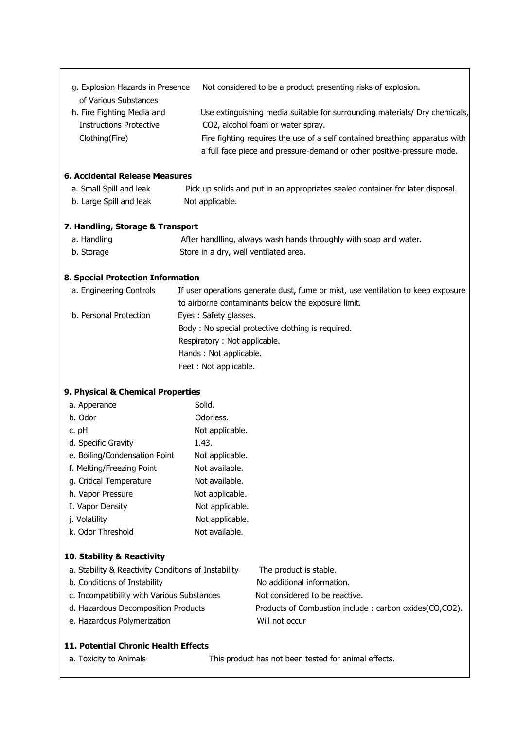g. Explosion Hazards in Presence of Various Substances — Not considered to be a product presenting risks of explosion.

h. Fire Fighting Media and Instructions Protective Clothing(Fire) — Use extinguishing media suitable for surrounding materials/ Dry chemicals, $CO_2$, alcohol foam or water spray.
Fire fighting requires the use of a self contained breathing apparatus with a full face piece and pressure-demand or other positive-pressure mode.

### 6. Accidental Release Measures

a. Small Spill and leak — Pick up solids and put in an appropriates sealed container for later disposal.

b. Large Spill and leak — Not applicable.

### 7. Handling, Storage & Transport

a. Handling — After handlling, always wash hands throughly with soap and water.

b. Storage — Store in a dry, well ventilated area.

### 8. Special Protection Information

a. Engineering Controls — If user operations generate dust, fume or mist, use ventilation to keep exposure to airborne contaminants below the exposure limit.

b. Personal Protection — Eyes : Safety glasses.
Body : No special protective clothing is required.
Respiratory : Not applicable.
Hands : Not applicable.
Feet : Not applicable.

### 9. Physical & Chemical Properties

| | |
|---|---|
| a. Apperance | Solid. |
| b. Odor | Odorless. |
| c. pH | Not applicable. |
| d. Specific Gravity | 1.43. |
| e. Boiling/Condensation Point | Not applicable. |
| f. Melting/Freezing Point | Not available. |
| g. Critical Temperature | Not available. |
| h. Vapor Pressure | Not applicable. |
| I. Vapor Density | Not applicable. |
| j. Volatility | Not applicable. |
| k. Odor Threshold | Not available. |

### 10. Stability & Reactivity

| | |
|---|---|
| a. Stability & Reactivity Conditions of Instability | The product is stable. |
| b. Conditions of Instability | No additional information. |
| c. Incompatibility with Various Substances | Not considered to be reactive. |
| d. Hazardous Decomposition Products | Products of Combustion include : carbon oxides(CO,$CO_2$). |
| e. Hazardous Polymerization | Will not occur |

### 11. Potential Chronic Health Effects

a. Toxicity to Animals — This product has not been tested for animal effects.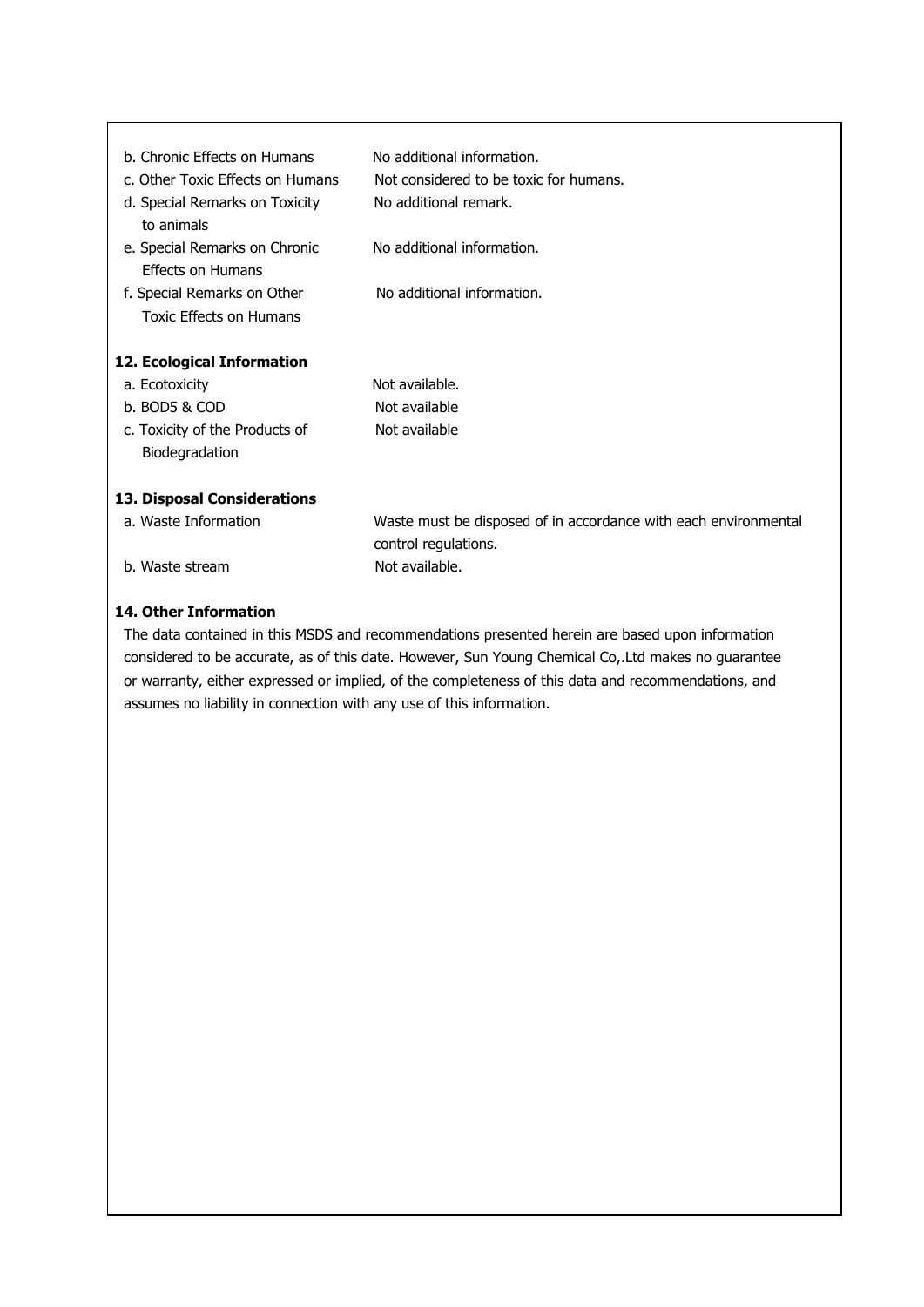| | |
|---|---|
| b. Chronic Effects on Humans | No additional information. |
| c. Other Toxic Effects on Humans | Not considered to be toxic for humans. |
| d. Special Remarks on Toxicity to animals | No additional remark. |
| e. Special Remarks on Chronic Effects on Humans | No additional information. |
| f. Special Remarks on Other Toxic Effects on Humans | No additional information. |

**12. Ecological Information**

| | |
|---|---|
| a. Ecotoxicity | Not available. |
| b. BOD5 & COD | Not available |
| c. Toxicity of the Products of Biodegradation | Not available |

**13. Disposal Considerations**

| | |
|---|---|
| a. Waste Information | Waste must be disposed of in accordance with each environmental control regulations. |
| b. Waste stream | Not available. |

**14. Other Information**

The data contained in this MSDS and recommendations presented herein are based upon information considered to be accurate, as of this date. However, Sun Young Chemical Co,.Ltd makes no guarantee or warranty, either expressed or implied, of the completeness of this data and recommendations, and assumes no liability in connection with any use of this information.